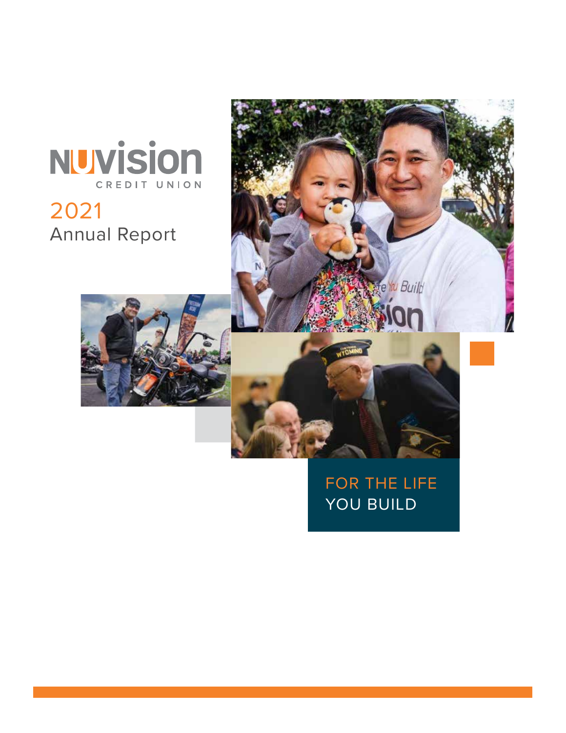# NUVision Credit Union

## 2021 Annual Report

FOR THE LIFE YOU BUILD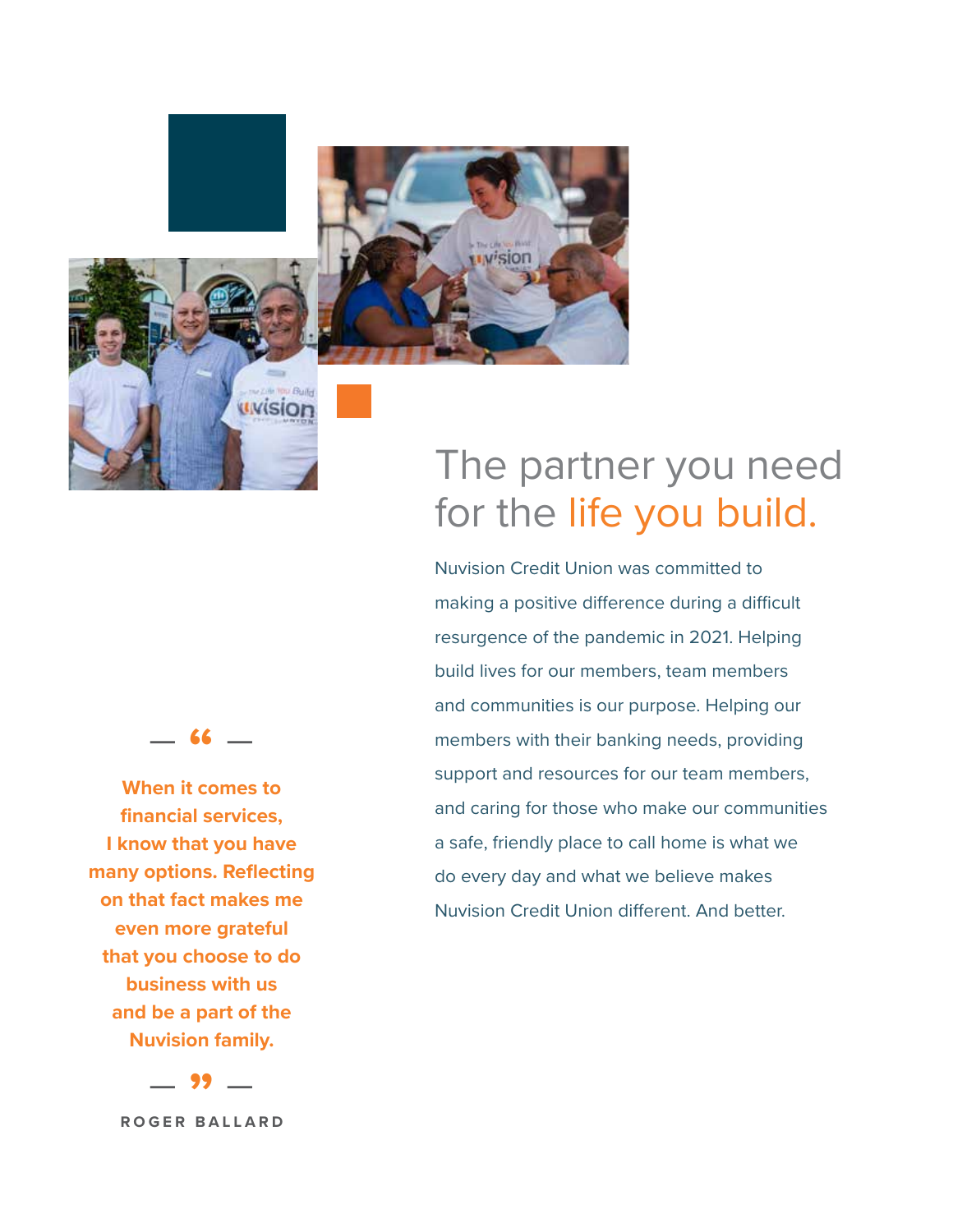# The partner you need for the life you build.

Nuvision Credit Union was committed to making a positive difference during a difficult resurgence of the pandemic in 2021. Helping build lives for our members, team members and communities is our purpose. Helping our members with their banking needs, providing support and resources for our team members, and caring for those who make our communities a safe, friendly place to call home is what we do every day and what we believe makes Nuvision Credit Union different. And better.

> **When it comes to financial services, I know that you have many options. Reflecting on that fact makes me even more grateful that you choose to do business with us and be a part of the Nuvision family.**
>
> ROGER BALLARD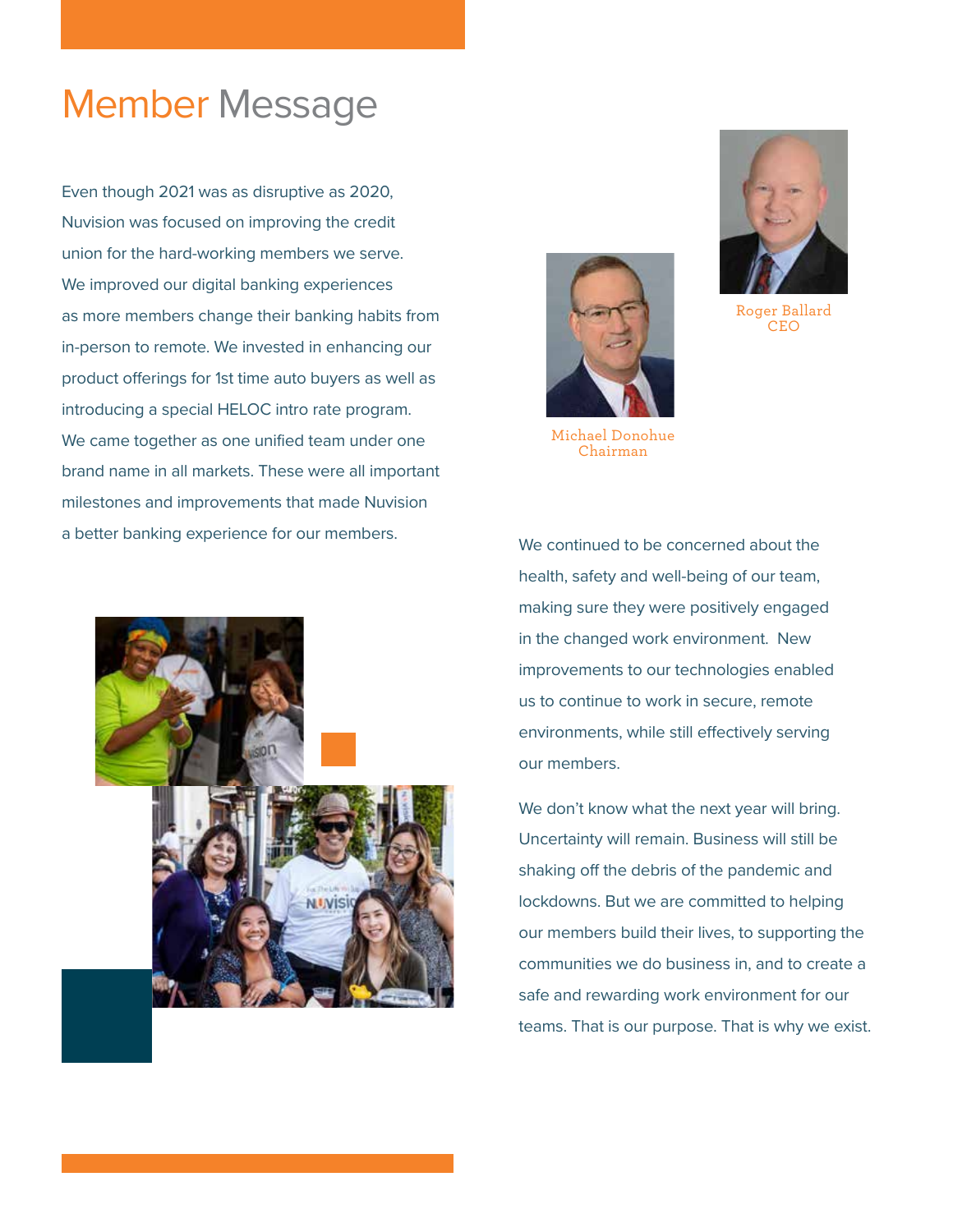# Member Message

Even though 2021 was as disruptive as 2020, Nuvision was focused on improving the credit union for the hard-working members we serve. We improved our digital banking experiences as more members change their banking habits from in-person to remote. We invested in enhancing our product offerings for 1st time auto buyers as well as introducing a special HELOC intro rate program. We came together as one unified team under one brand name in all markets. These were all important milestones and improvements that made Nuvision a better banking experience for our members.

Michael Donohue
Chairman

Roger Ballard
CEO

We continued to be concerned about the health, safety and well-being of our team, making sure they were positively engaged in the changed work environment. New improvements to our technologies enabled us to continue to work in secure, remote environments, while still effectively serving our members.

We don't know what the next year will bring. Uncertainty will remain. Business will still be shaking off the debris of the pandemic and lockdowns. But we are committed to helping our members build their lives, to supporting the communities we do business in, and to create a safe and rewarding work environment for our teams. That is our purpose. That is why we exist.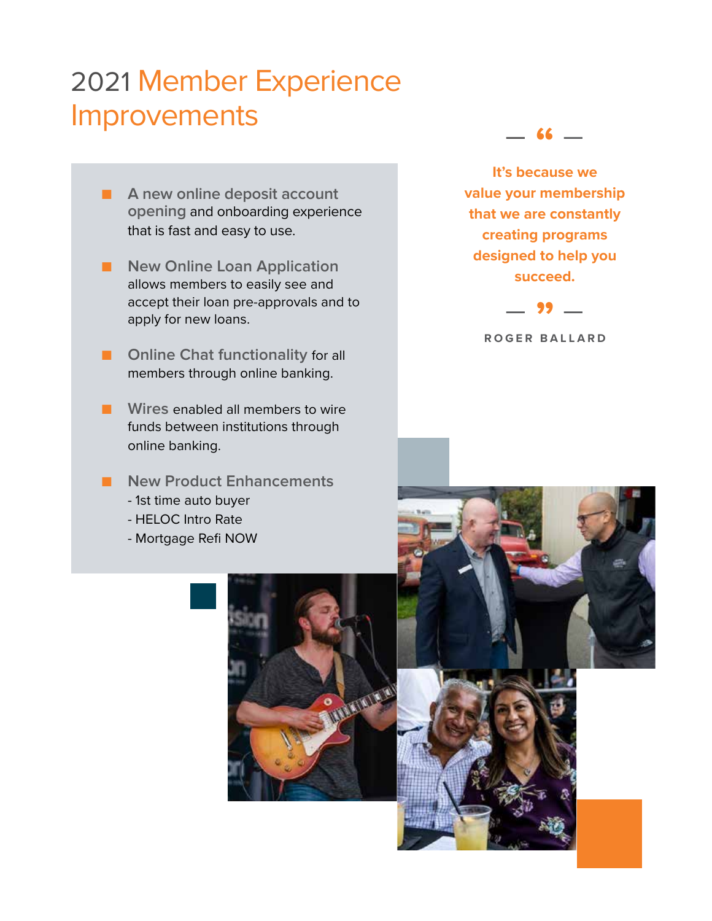# 2021 Member Experience Improvements

- **A new online deposit account opening** and onboarding experience that is fast and easy to use.
- **New Online Loan Application** allows members to easily see and accept their loan pre-approvals and to apply for new loans.
- **Online Chat functionality** for all members through online banking.
- **Wires** enabled all members to wire funds between institutions through online banking.
- **New Product Enhancements**
  - 1st time auto buyer
  - HELOC Intro Rate
  - Mortgage Refi NOW

> **It's because we value your membership that we are constantly creating programs designed to help you succeed.**
>
> ROGER BALLARD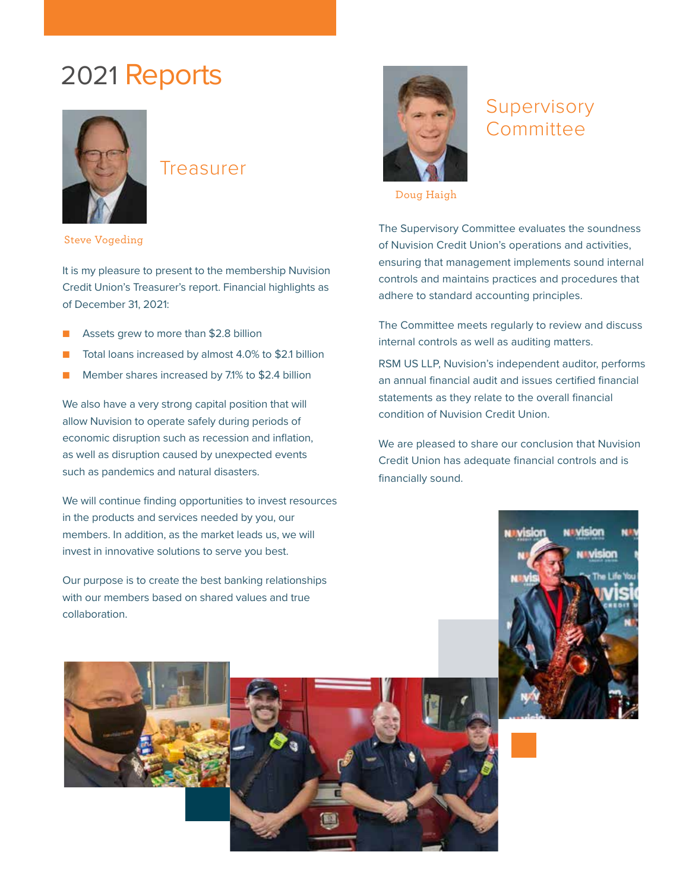# 2021 Reports

## Treasurer

Steve Vogeding

It is my pleasure to present to the membership Nuvision Credit Union's Treasurer's report. Financial highlights as of December 31, 2021:

- Assets grew to more than $2.8 billion
- Total loans increased by almost 4.0% to $2.1 billion
- Member shares increased by 7.1% to $2.4 billion

We also have a very strong capital position that will allow Nuvision to operate safely during periods of economic disruption such as recession and inflation, as well as disruption caused by unexpected events such as pandemics and natural disasters.

We will continue finding opportunities to invest resources in the products and services needed by you, our members. In addition, as the market leads us, we will invest in innovative solutions to serve you best.

Our purpose is to create the best banking relationships with our members based on shared values and true collaboration.

## Supervisory Committee

Doug Haigh

The Supervisory Committee evaluates the soundness of Nuvision Credit Union's operations and activities, ensuring that management implements sound internal controls and maintains practices and procedures that adhere to standard accounting principles.

The Committee meets regularly to review and discuss internal controls as well as auditing matters.

RSM US LLP, Nuvision's independent auditor, performs an annual financial audit and issues certified financial statements as they relate to the overall financial condition of Nuvision Credit Union.

We are pleased to share our conclusion that Nuvision Credit Union has adequate financial controls and is financially sound.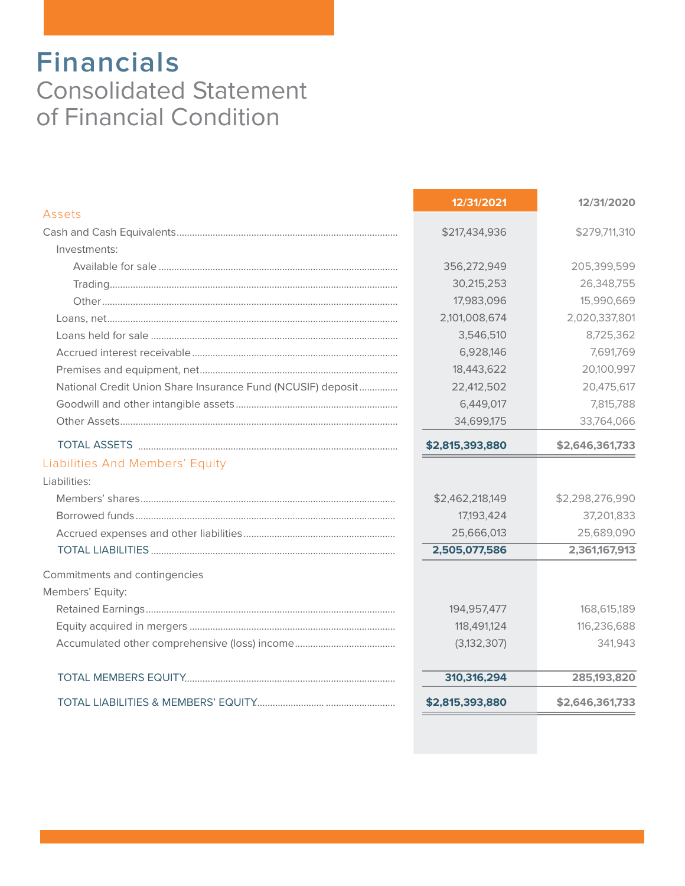# Financials

## Consolidated Statement of Financial Condition

| | 12/31/2021 | 12/31/2020 |
|---|---|---|
| **Assets** | | |
| Cash and Cash Equivalents | $217,434,936 | $279,711,310 |
| Investments: | | |
| Available for sale | 356,272,949 | 205,399,599 |
| Trading | 30,215,253 | 26,348,755 |
| Other | 17,983,096 | 15,990,669 |
| Loans, net | 2,101,008,674 | 2,020,337,801 |
| Loans held for sale | 3,546,510 | 8,725,362 |
| Accrued interest receivable | 6,928,146 | 7,691,769 |
| Premises and equipment, net | 18,443,622 | 20,100,997 |
| National Credit Union Share Insurance Fund (NCUSIF) deposit | 22,412,502 | 20,475,617 |
| Goodwill and other intangible assets | 6,449,017 | 7,815,788 |
| Other Assets | 34,699,175 | 33,764,066 |
| TOTAL ASSETS | **$2,815,393,880** | **$2,646,361,733** |
| **Liabilities And Members' Equity** | | |
| Liabilities: | | |
| Members' shares | $2,462,218,149 | $2,298,276,990 |
| Borrowed funds | 17,193,424 | 37,201,833 |
| Accrued expenses and other liabilities | 25,666,013 | 25,689,090 |
| TOTAL LIABILITIES | **2,505,077,586** | **2,361,167,913** |
| Commitments and contingencies | | |
| Members' Equity: | | |
| Retained Earnings | 194,957,477 | 168,615,189 |
| Equity acquired in mergers | 118,491,124 | 116,236,688 |
| Accumulated other comprehensive (loss) income | (3,132,307) | 341,943 |
| TOTAL MEMBERS EQUITY | **310,316,294** | **285,193,820** |
| TOTAL LIABILITIES & MEMBERS' EQUITY | **$2,815,393,880** | **$2,646,361,733** |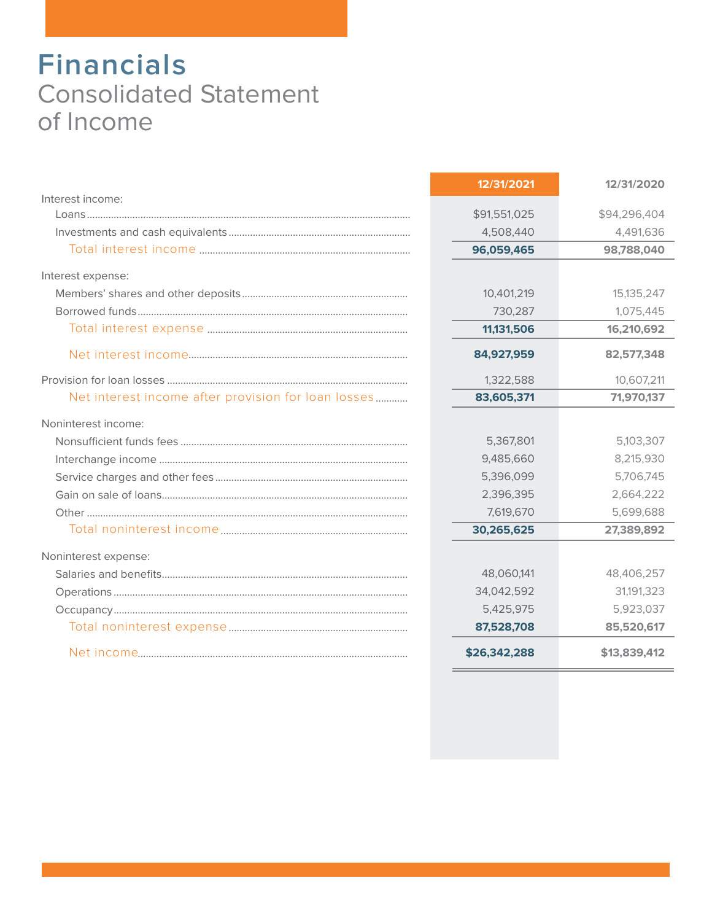# Financials

## Consolidated Statement of Income

| | 12/31/2021 | 12/31/2020 |
|---|---|---|
| Interest income: | | |
| Loans | $91,551,025 | $94,296,404 |
| Investments and cash equivalents | 4,508,440 | 4,491,636 |
| Total interest income | **96,059,465** | **98,788,040** |
| Interest expense: | | |
| Members' shares and other deposits | 10,401,219 | 15,135,247 |
| Borrowed funds | 730,287 | 1,075,445 |
| Total interest expense | **11,131,506** | **16,210,692** |
| Net interest income | **84,927,959** | **82,577,348** |
| Provision for loan losses | 1,322,588 | 10,607,211 |
| Net interest income after provision for loan losses | **83,605,371** | **71,970,137** |
| Noninterest income: | | |
| Nonsufficient funds fees | 5,367,801 | 5,103,307 |
| Interchange income | 9,485,660 | 8,215,930 |
| Service charges and other fees | 5,396,099 | 5,706,745 |
| Gain on sale of loans | 2,396,395 | 2,664,222 |
| Other | 7,619,670 | 5,699,688 |
| Total noninterest income | **30,265,625** | **27,389,892** |
| Noninterest expense: | | |
| Salaries and benefits | 48,060,141 | 48,406,257 |
| Operations | 34,042,592 | 31,191,323 |
| Occupancy | 5,425,975 | 5,923,037 |
| Total noninterest expense | **87,528,708** | **85,520,617** |
| Net income | **$26,342,288** | **$13,839,412** |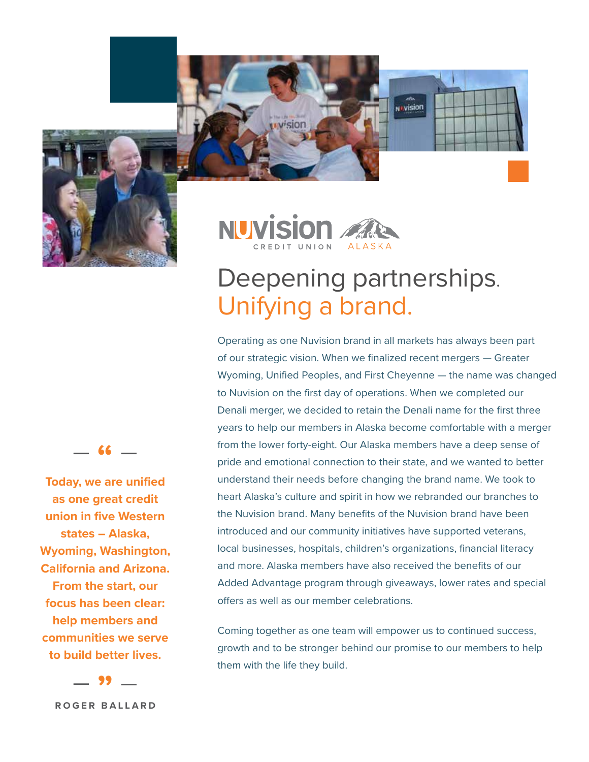NUVISION CREDIT UNION ALASKA

# Deepening partnerships. Unifying a brand.

Operating as one Nuvision brand in all markets has always been part of our strategic vision. When we finalized recent mergers — Greater Wyoming, Unified Peoples, and First Cheyenne — the name was changed to Nuvision on the first day of operations. When we completed our Denali merger, we decided to retain the Denali name for the first three years to help our members in Alaska become comfortable with a merger from the lower forty-eight. Our Alaska members have a deep sense of pride and emotional connection to their state, and we wanted to better understand their needs before changing the brand name. We took to heart Alaska's culture and spirit in how we rebranded our branches to the Nuvision brand. Many benefits of the Nuvision brand have been introduced and our community initiatives have supported veterans, local businesses, hospitals, children's organizations, financial literacy and more. Alaska members have also received the benefits of our Added Advantage program through giveaways, lower rates and special offers as well as our member celebrations.

Coming together as one team will empower us to continued success, growth and to be stronger behind our promise to our members to help them with the life they build.

> **"Today, we are unified as one great credit union in five Western states – Alaska, Wyoming, Washington, California and Arizona. From the start, our focus has been clear: help members and communities we serve to build better lives."**
>
> ROGER BALLARD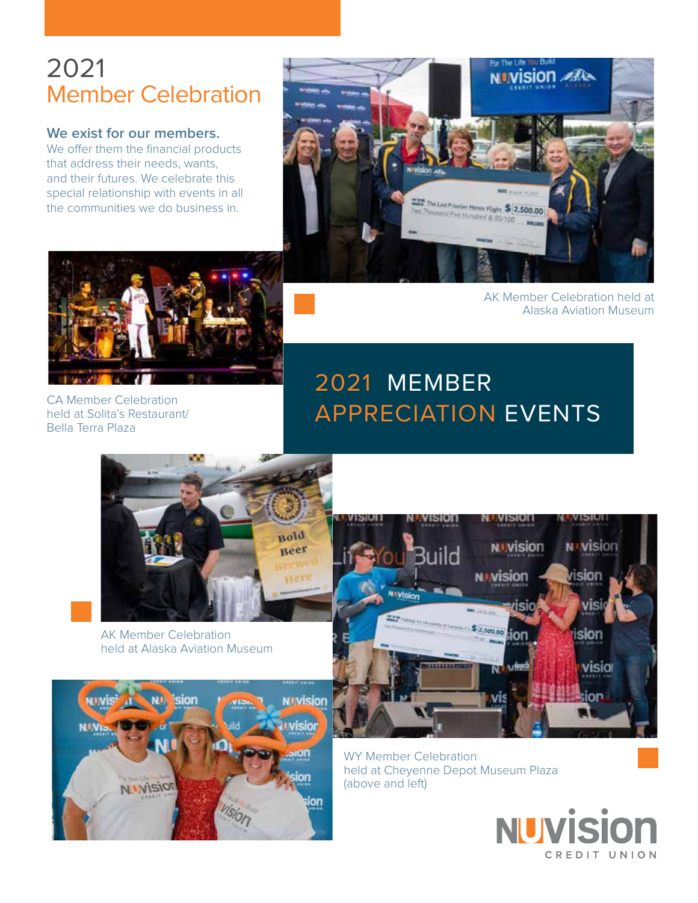# 2021
# Member Celebration

**We exist for our members.**
We offer them the financial products that address their needs, wants, and their futures. We celebrate this special relationship with events in all the communities we do business in.

AK Member Celebration held at Alaska Aviation Museum

CA Member Celebration held at Solita's Restaurant/ Bella Terra Plaza

## 2021 MEMBER APPRECIATION EVENTS

AK Member Celebration held at Alaska Aviation Museum

WY Member Celebration held at Cheyenne Depot Museum Plaza (above and left)

NUVISION CREDIT UNION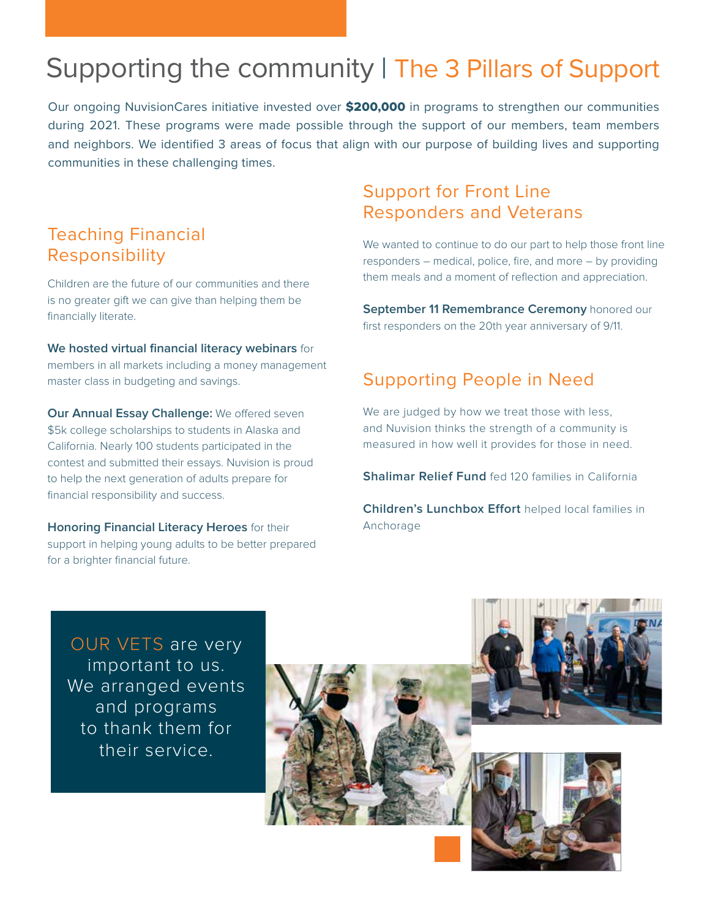# Supporting the community | The 3 Pillars of Support

Our ongoing NuvisionCares initiative invested over **$200,000** in programs to strengthen our communities during 2021. These programs were made possible through the support of our members, team members and neighbors. We identified 3 areas of focus that align with our purpose of building lives and supporting communities in these challenging times.

## Teaching Financial Responsibility

Children are the future of our communities and there is no greater gift we can give than helping them be financially literate.

**We hosted virtual financial literacy webinars** for members in all markets including a money management master class in budgeting and savings.

**Our Annual Essay Challenge:** We offered seven $5k college scholarships to students in Alaska and California. Nearly 100 students participated in the contest and submitted their essays. Nuvision is proud to help the next generation of adults prepare for financial responsibility and success.

**Honoring Financial Literacy Heroes** for their support in helping young adults to be better prepared for a brighter financial future.

## Support for Front Line Responders and Veterans

We wanted to continue to do our part to help those front line responders – medical, police, fire, and more – by providing them meals and a moment of reflection and appreciation.

**September 11 Remembrance Ceremony** honored our first responders on the 20th year anniversary of 9/11.

## Supporting People in Need

We are judged by how we treat those with less, and Nuvision thinks the strength of a community is measured in how well it provides for those in need.

**Shalimar Relief Fund** fed 120 families in California

**Children's Lunchbox Effort** helped local families in Anchorage

OUR VETS are very important to us. We arranged events and programs to thank them for their service.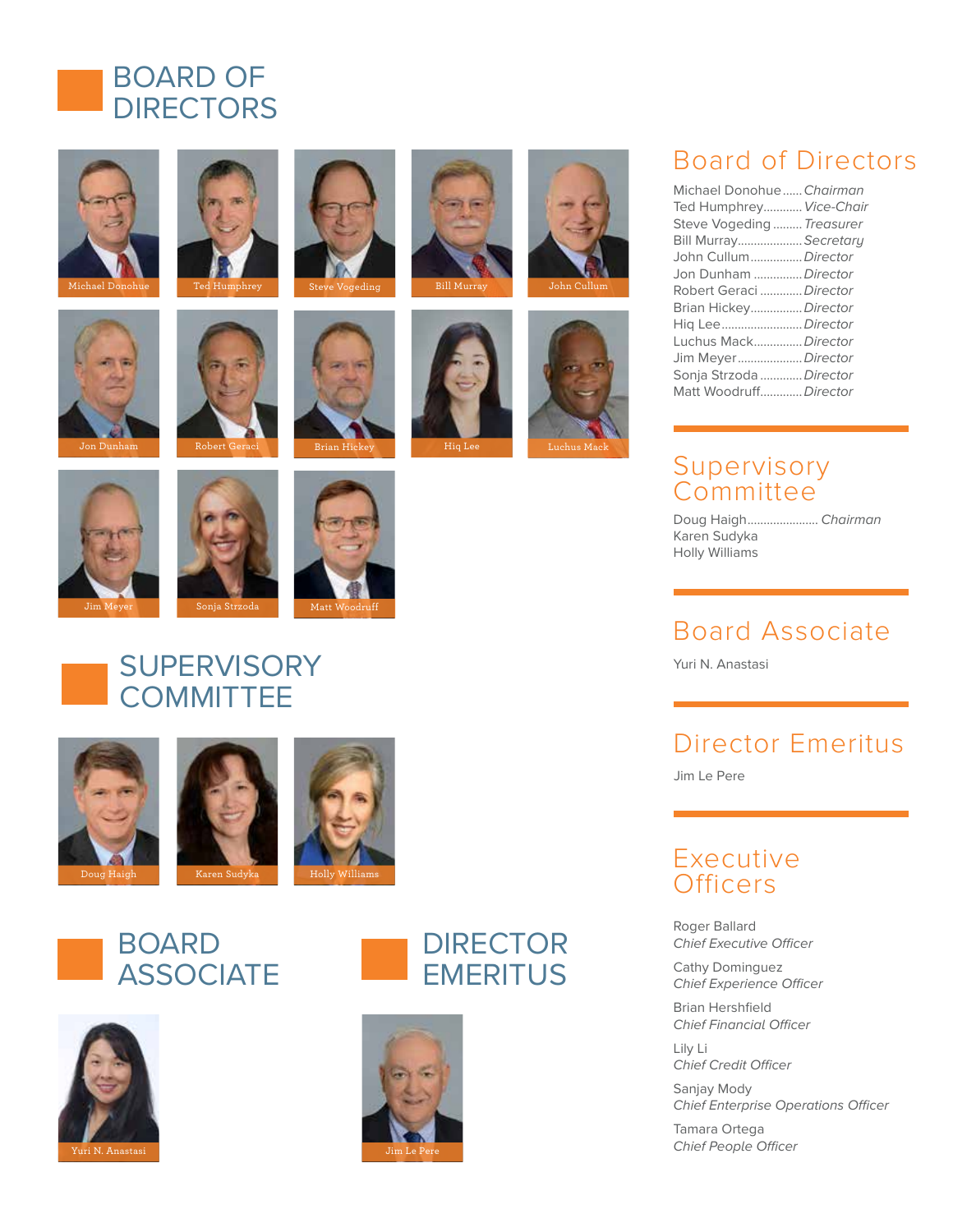# BOARD OF DIRECTORS

Michael Donohue

Ted Humphrey

Steve Vogeding

Bill Murray

John Cullum

Jon Dunham

Robert Geraci

Brian Hickey

Hiq Lee

Luchus Mack

Jim Meyer

Sonja Strzoda

Matt Woodruff

# SUPERVISORY COMMITTEE

Doug Haigh

Karen Sudyka

Holly Williams

# BOARD ASSOCIATE

Yuri N. Anastasi

# DIRECTOR EMERITUS

Jim Le Pere

## Board of Directors

Michael Donohue...... *Chairman*
Ted Humphrey........... *Vice-Chair*
Steve Vogeding......... *Treasurer*
Bill Murray.................. *Secretary*
John Cullum............... *Director*
Jon Dunham .............. *Director*
Robert Geraci ............ *Director*
Brian Hickey............... *Director*
Hiq Lee....................... *Director*
Luchus Mack.............. *Director*
Jim Meyer.................. *Director*
Sonja Strzoda ............ *Director*
Matt Woodruff............ *Director*

## Supervisory Committee

Doug Haigh..................... *Chairman*
Karen Sudyka
Holly Williams

## Board Associate

Yuri N. Anastasi

## Director Emeritus

Jim Le Pere

## Executive Officers

Roger Ballard
*Chief Executive Officer*

Cathy Dominguez
*Chief Experience Officer*

Brian Hershfield
*Chief Financial Officer*

Lily Li
*Chief Credit Officer*

Sanjay Mody
*Chief Enterprise Operations Officer*

Tamara Ortega
*Chief People Officer*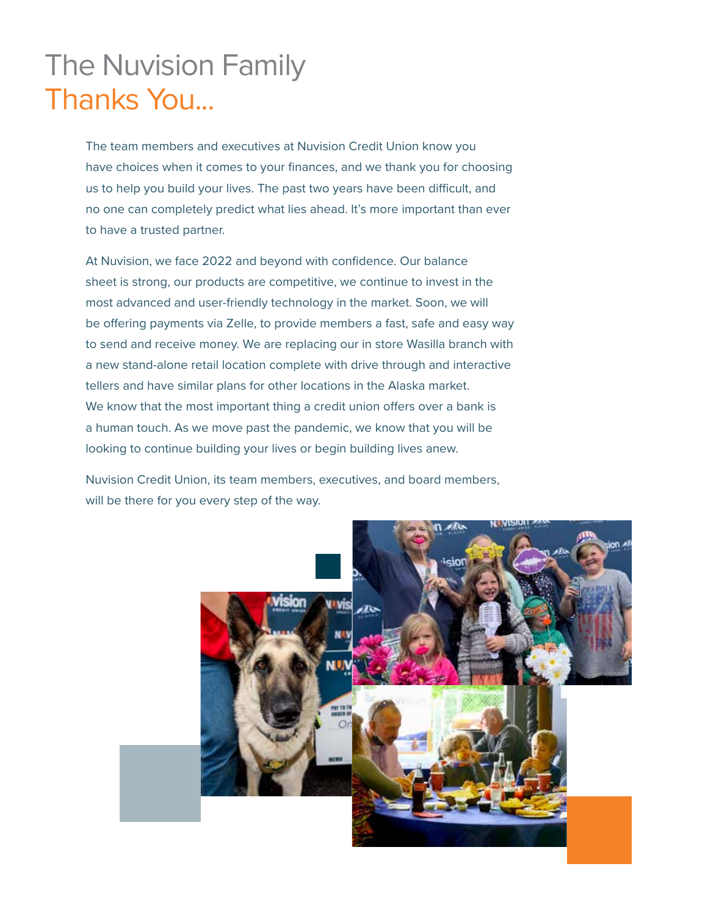# The Nuvision Family Thanks You...

The team members and executives at Nuvision Credit Union know you have choices when it comes to your finances, and we thank you for choosing us to help you build your lives. The past two years have been difficult, and no one can completely predict what lies ahead. It's more important than ever to have a trusted partner.

At Nuvision, we face 2022 and beyond with confidence. Our balance sheet is strong, our products are competitive, we continue to invest in the most advanced and user-friendly technology in the market. Soon, we will be offering payments via Zelle, to provide members a fast, safe and easy way to send and receive money. We are replacing our in store Wasilla branch with a new stand-alone retail location complete with drive through and interactive tellers and have similar plans for other locations in the Alaska market. We know that the most important thing a credit union offers over a bank is a human touch. As we move past the pandemic, we know that you will be looking to continue building your lives or begin building lives anew.

Nuvision Credit Union, its team members, executives, and board members, will be there for you every step of the way.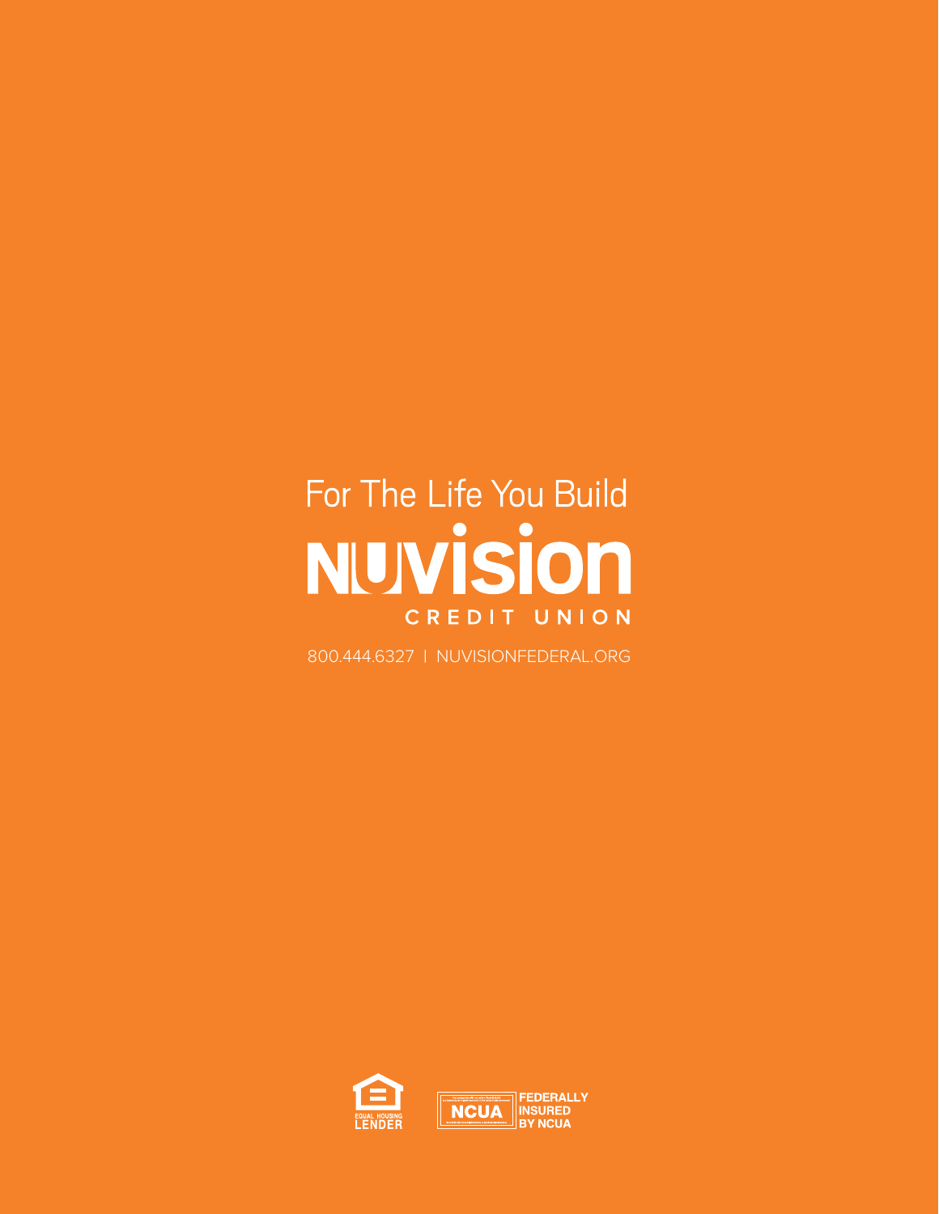For The Life You Build

NUVISION

CREDIT UNION

800.444.6327 | NUVISIONFEDERAL.ORG

EQUAL HOUSING LENDER

NCUA

FEDERALLY INSURED BY NCUA